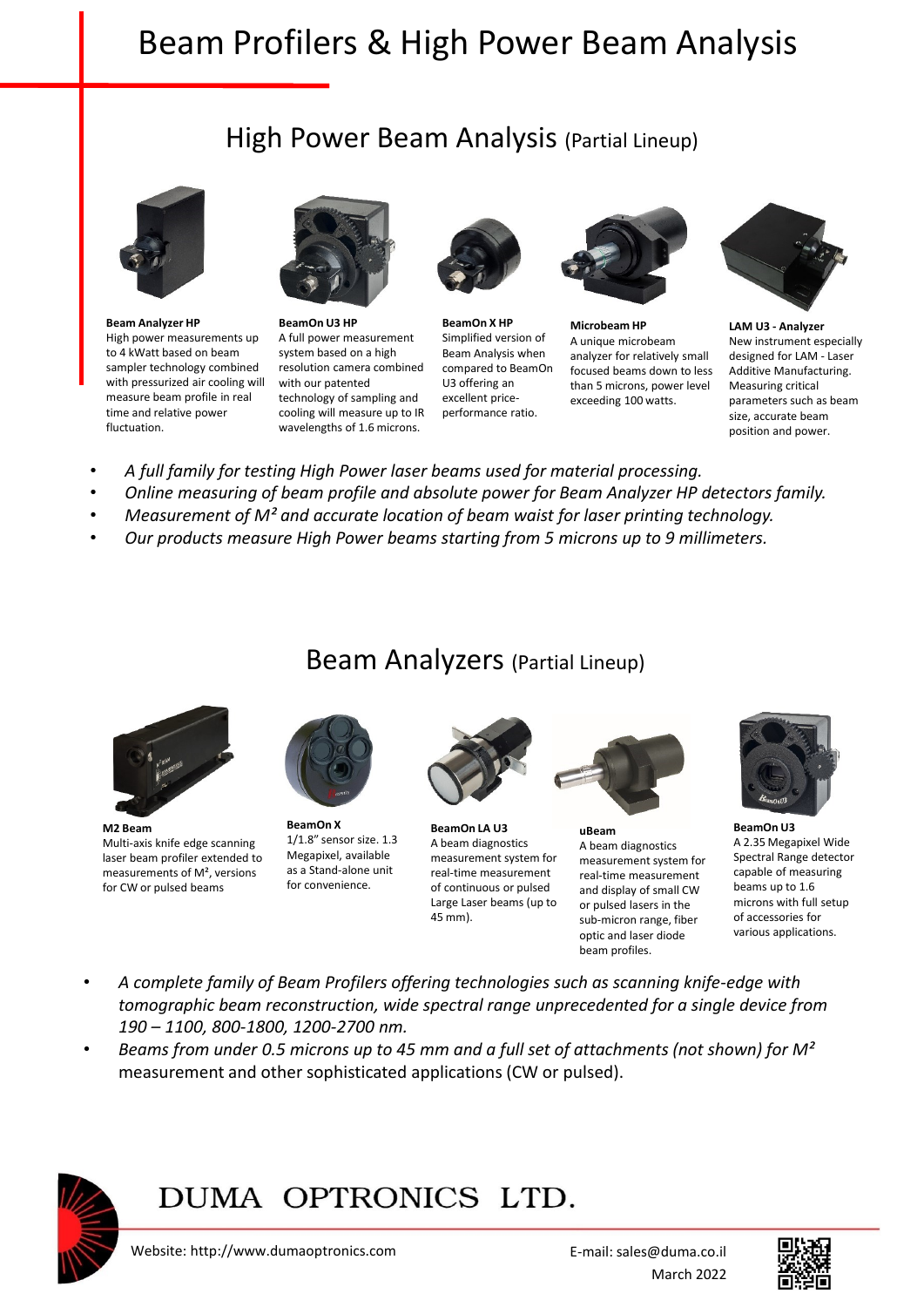# Beam Profilers & High Power Beam Analysis

## High Power Beam Analysis (Partial Lineup)

**Beam Analyzer HP**
High power measurements up to 4 kWatt based on beam sampler technology combined with pressurized air cooling will measure beam profile in real time and relative power fluctuation.

**BeamOn U3 HP**
A full power measurement system based on a high resolution camera combined with our patented technology of sampling and cooling will measure up to IR wavelengths of 1.6 microns.

**BeamOn X HP**
Simplified version of Beam Analysis when compared to BeamOn U3 offering an excellent price-performance ratio.

**Microbeam HP**
A unique microbeam analyzer for relatively small focused beams down to less than 5 microns, power level exceeding 100 watts.

**LAM U3 - Analyzer**
New instrument especially designed for LAM - Laser Additive Manufacturing. Measuring critical parameters such as beam size, accurate beam position and power.

- *A full family for testing High Power laser beams used for material processing.*
- *Online measuring of beam profile and absolute power for Beam Analyzer HP detectors family.*
- *Measurement of M² and accurate location of beam waist for laser printing technology.*
- *Our products measure High Power beams starting from 5 microns up to 9 millimeters.*

## Beam Analyzers (Partial Lineup)

**M2 Beam**
Multi-axis knife edge scanning laser beam profiler extended to measurements of M², versions for CW or pulsed beams

**BeamOn X**
1/1.8" sensor size. 1.3 Megapixel, available as a Stand-alone unit for convenience.

**BeamOn LA U3**
A beam diagnostics measurement system for real-time measurement of continuous or pulsed Large Laser beams (up to 45 mm).

**uBeam**
A beam diagnostics measurement system for real-time measurement and display of small CW or pulsed lasers in the sub-micron range, fiber optic and laser diode beam profiles.

**BeamOn U3**
A 2.35 Megapixel Wide Spectral Range detector capable of measuring beams up to 1.6 microns with full setup of accessories for various applications.

- *A complete family of Beam Profilers offering technologies such as scanning knife-edge with tomographic beam reconstruction, wide spectral range unprecedented for a single device from 190 – 1100, 800-1800, 1200-2700 nm.*
- *Beams from under 0.5 microns up to 45 mm and a full set of attachments (not shown) for M²* measurement and other sophisticated applications (CW or pulsed).

# DUMA OPTRONICS LTD.

Website: http://www.dumaoptronics.com

E-mail: sales@duma.co.il

March 2022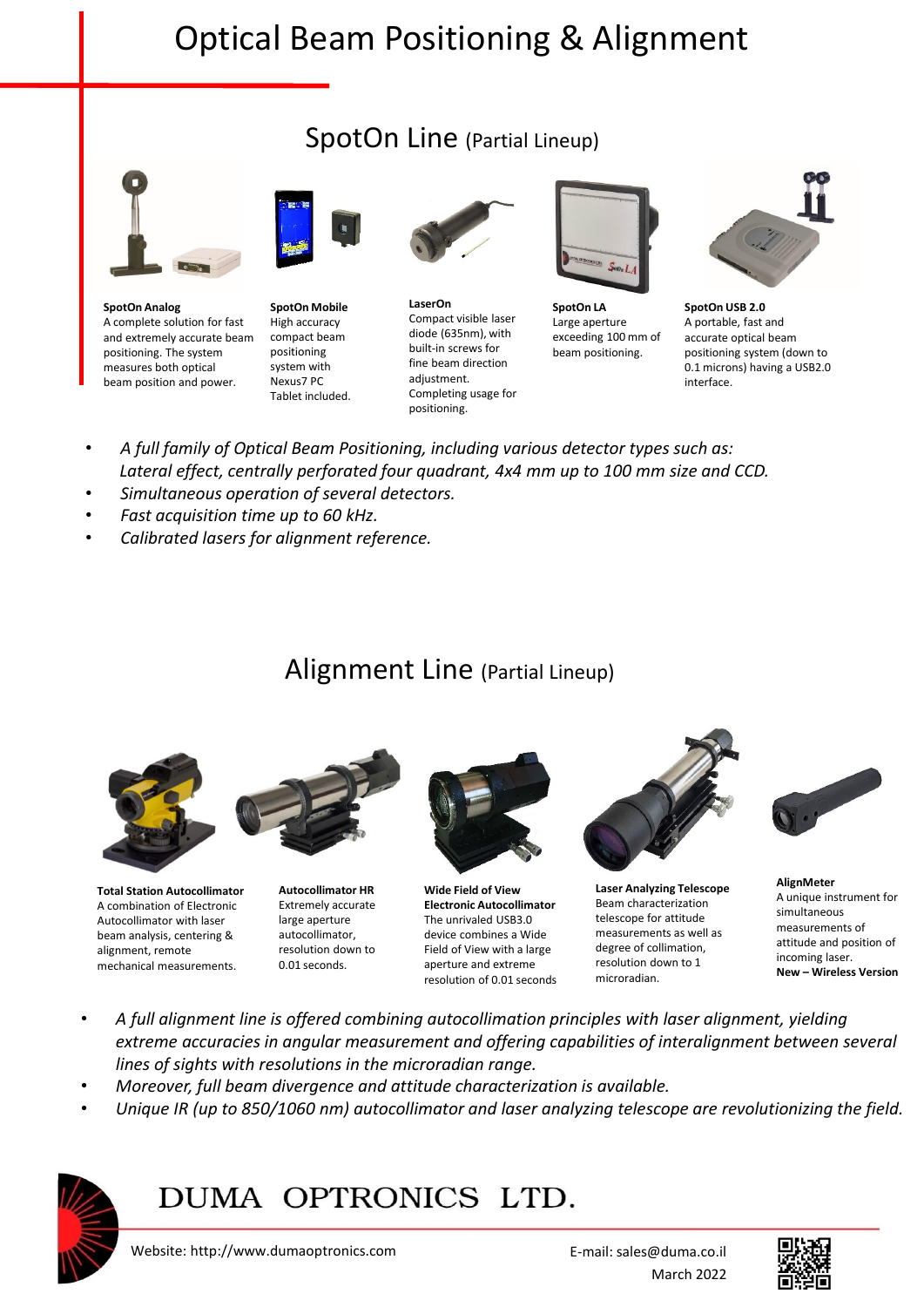# Optical Beam Positioning & Alignment

## SpotOn Line (Partial Lineup)

**SpotOn Analog**
A complete solution for fast and extremely accurate beam positioning. The system measures both optical beam position and power.

**SpotOn Mobile**
High accuracy compact beam positioning system with Nexus7 PC Tablet included.

**LaserOn**
Compact visible laser diode (635nm), with built-in screws for fine beam direction adjustment. Completing usage for positioning.

**SpotOn LA**
Large aperture exceeding 100 mm of beam positioning.

**SpotOn USB 2.0**
A portable, fast and accurate optical beam positioning system (down to 0.1 microns) having a USB2.0 interface.

- *A full family of Optical Beam Positioning, including various detector types such as: Lateral effect, centrally perforated four quadrant, 4x4 mm up to 100 mm size and CCD.*
- *Simultaneous operation of several detectors.*
- *Fast acquisition time up to 60 kHz.*
- *Calibrated lasers for alignment reference.*

## Alignment Line (Partial Lineup)

**Total Station Autocollimator**
A combination of Electronic Autocollimator with laser beam analysis, centering & alignment, remote mechanical measurements.

**Autocollimator HR**
Extremely accurate large aperture autocollimator, resolution down to 0.01 seconds.

**Wide Field of View Electronic Autocollimator**
The unrivaled USB3.0 device combines a Wide Field of View with a large aperture and extreme resolution of 0.01 seconds

**Laser Analyzing Telescope**
Beam characterization telescope for attitude measurements as well as degree of collimation, resolution down to 1 microradian.

**AlignMeter**
A unique instrument for simultaneous measurements of attitude and position of incoming laser.
**New – Wireless Version**

- *A full alignment line is offered combining autocollimation principles with laser alignment, yielding extreme accuracies in angular measurement and offering capabilities of interalignment between several lines of sights with resolutions in the microradian range.*
- *Moreover, full beam divergence and attitude characterization is available.*
- *Unique IR (up to 850/1060 nm) autocollimator and laser analyzing telescope are revolutionizing the field.*

DUMA OPTRONICS LTD.

Website: http://www.dumaoptronics.com

E-mail: sales@duma.co.il

March 2022